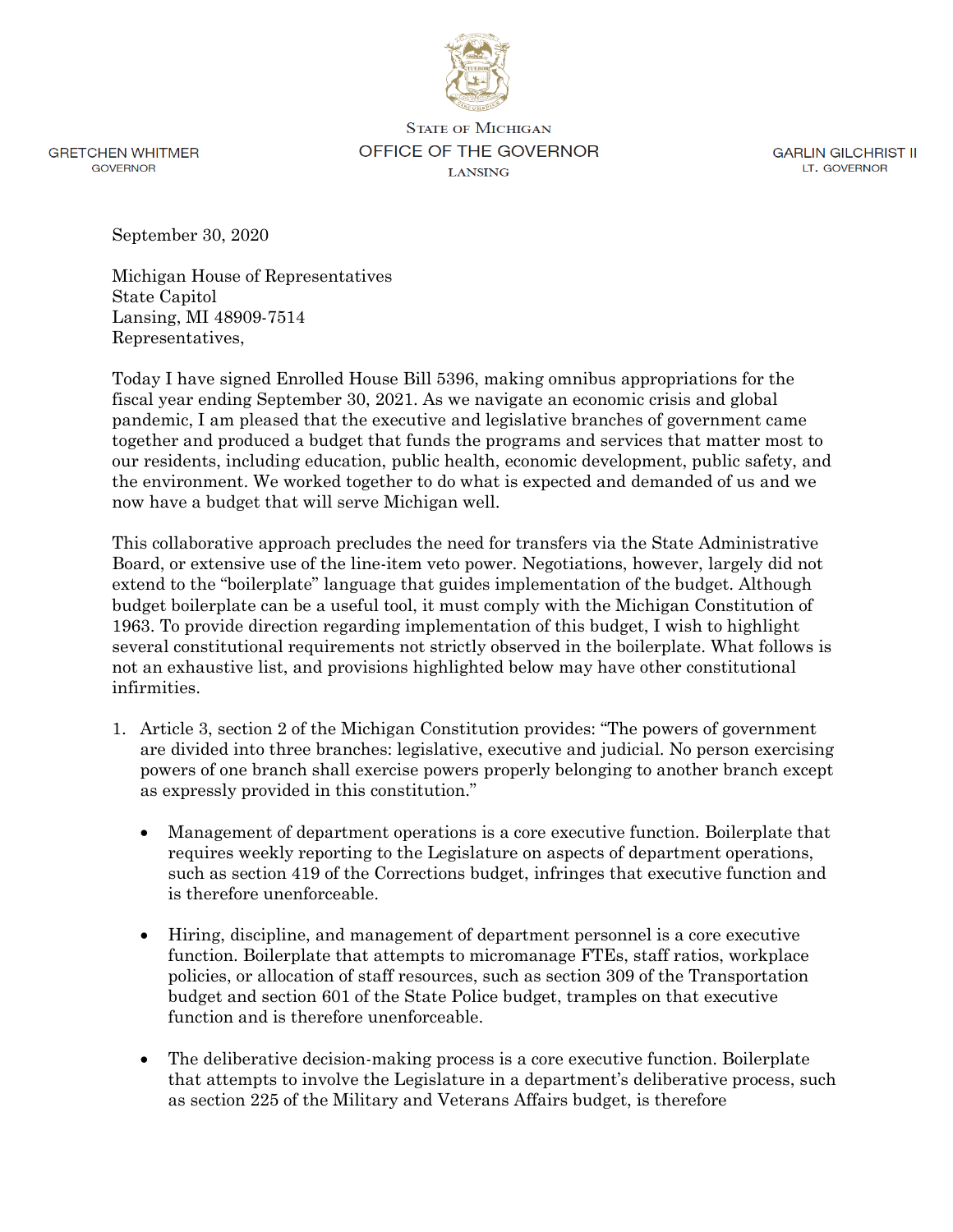GRETCHEN WHITMER
GOVERNOR

STATE OF MICHIGAN
OFFICE OF THE GOVERNOR
LANSING

GARLIN GILCHRIST II
LT. GOVERNOR

September 30, 2020

Michigan House of Representatives
State Capitol
Lansing, MI 48909-7514
Representatives,

Today I have signed Enrolled House Bill 5396, making omnibus appropriations for the fiscal year ending September 30, 2021. As we navigate an economic crisis and global pandemic, I am pleased that the executive and legislative branches of government came together and produced a budget that funds the programs and services that matter most to our residents, including education, public health, economic development, public safety, and the environment. We worked together to do what is expected and demanded of us and we now have a budget that will serve Michigan well.

This collaborative approach precludes the need for transfers via the State Administrative Board, or extensive use of the line-item veto power. Negotiations, however, largely did not extend to the "boilerplate" language that guides implementation of the budget. Although budget boilerplate can be a useful tool, it must comply with the Michigan Constitution of 1963. To provide direction regarding implementation of this budget, I wish to highlight several constitutional requirements not strictly observed in the boilerplate. What follows is not an exhaustive list, and provisions highlighted below may have other constitutional infirmities.

1. Article 3, section 2 of the Michigan Constitution provides: "The powers of government are divided into three branches: legislative, executive and judicial. No person exercising powers of one branch shall exercise powers properly belonging to another branch except as expressly provided in this constitution."

   - Management of department operations is a core executive function. Boilerplate that requires weekly reporting to the Legislature on aspects of department operations, such as section 419 of the Corrections budget, infringes that executive function and is therefore unenforceable.

   - Hiring, discipline, and management of department personnel is a core executive function. Boilerplate that attempts to micromanage FTEs, staff ratios, workplace policies, or allocation of staff resources, such as section 309 of the Transportation budget and section 601 of the State Police budget, tramples on that executive function and is therefore unenforceable.

   - The deliberative decision-making process is a core executive function. Boilerplate that attempts to involve the Legislature in a department's deliberative process, such as section 225 of the Military and Veterans Affairs budget, is therefore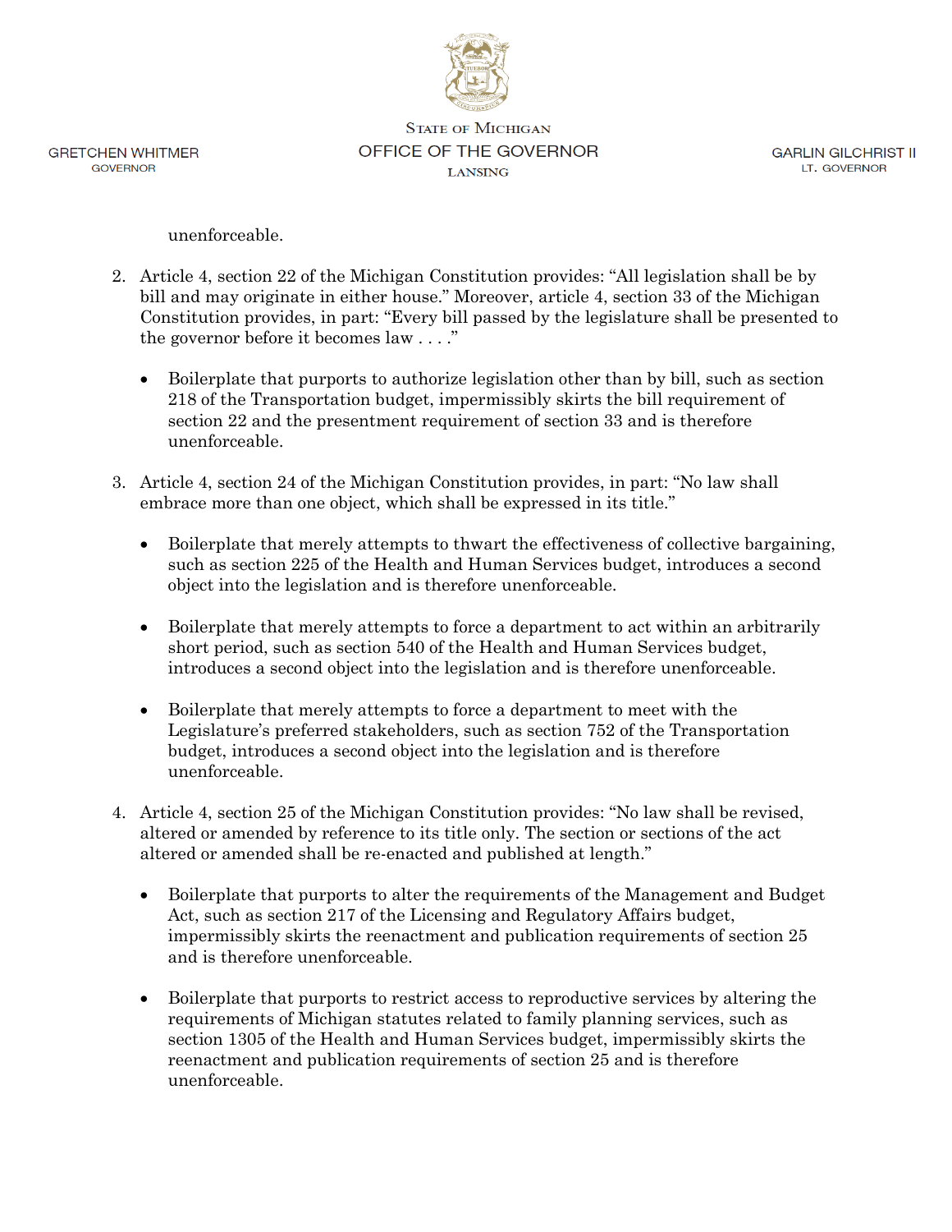unenforceable.

2. Article 4, section 22 of the Michigan Constitution provides: "All legislation shall be by bill and may originate in either house." Moreover, article 4, section 33 of the Michigan Constitution provides, in part: "Every bill passed by the legislature shall be presented to the governor before it becomes law . . . ."

   - Boilerplate that purports to authorize legislation other than by bill, such as section 218 of the Transportation budget, impermissibly skirts the bill requirement of section 22 and the presentment requirement of section 33 and is therefore unenforceable.

3. Article 4, section 24 of the Michigan Constitution provides, in part: "No law shall embrace more than one object, which shall be expressed in its title."

   - Boilerplate that merely attempts to thwart the effectiveness of collective bargaining, such as section 225 of the Health and Human Services budget, introduces a second object into the legislation and is therefore unenforceable.

   - Boilerplate that merely attempts to force a department to act within an arbitrarily short period, such as section 540 of the Health and Human Services budget, introduces a second object into the legislation and is therefore unenforceable.

   - Boilerplate that merely attempts to force a department to meet with the Legislature's preferred stakeholders, such as section 752 of the Transportation budget, introduces a second object into the legislation and is therefore unenforceable.

4. Article 4, section 25 of the Michigan Constitution provides: "No law shall be revised, altered or amended by reference to its title only. The section or sections of the act altered or amended shall be re-enacted and published at length."

   - Boilerplate that purports to alter the requirements of the Management and Budget Act, such as section 217 of the Licensing and Regulatory Affairs budget, impermissibly skirts the reenactment and publication requirements of section 25 and is therefore unenforceable.

   - Boilerplate that purports to restrict access to reproductive services by altering the requirements of Michigan statutes related to family planning services, such as section 1305 of the Health and Human Services budget, impermissibly skirts the reenactment and publication requirements of section 25 and is therefore unenforceable.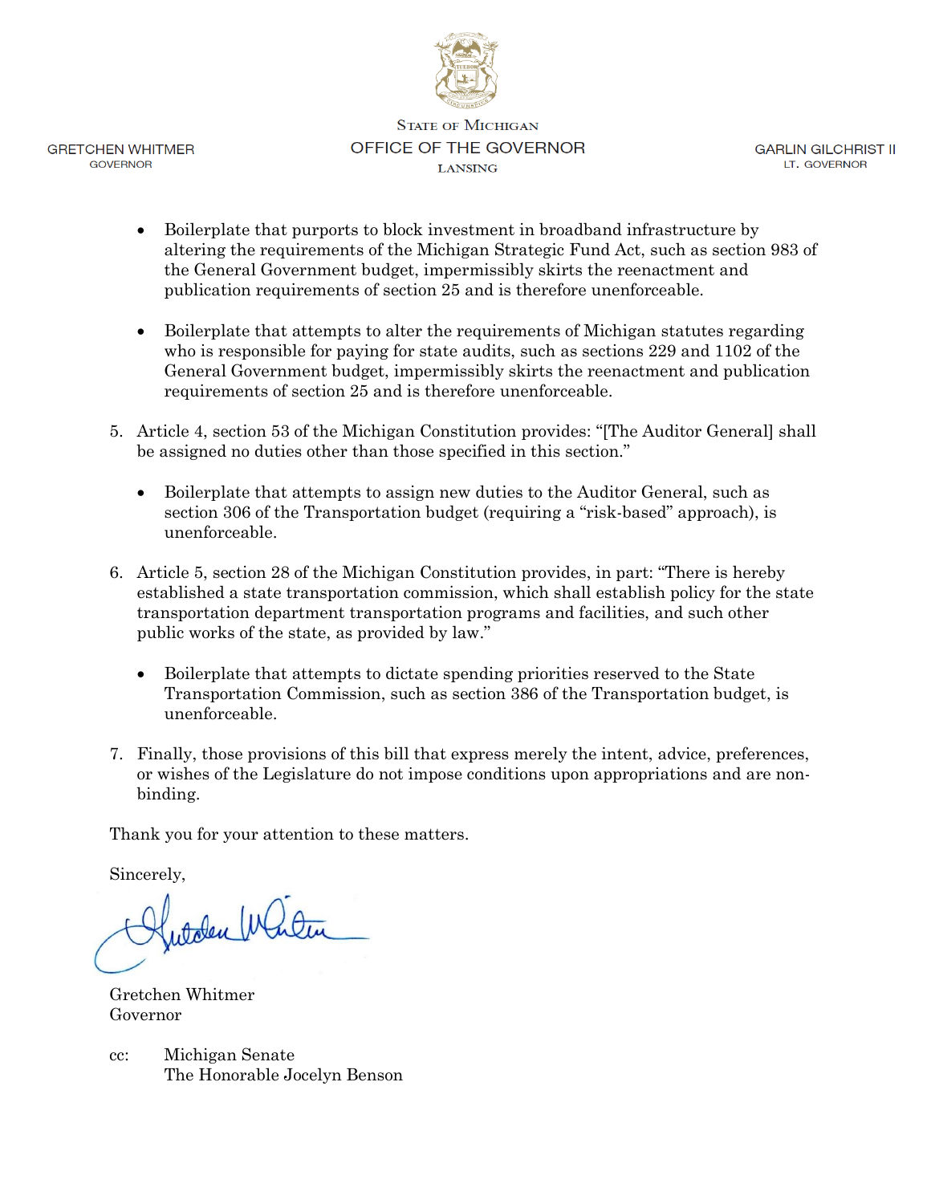- Boilerplate that purports to block investment in broadband infrastructure by altering the requirements of the Michigan Strategic Fund Act, such as section 983 of the General Government budget, impermissibly skirts the reenactment and publication requirements of section 25 and is therefore unenforceable.

- Boilerplate that attempts to alter the requirements of Michigan statutes regarding who is responsible for paying for state audits, such as sections 229 and 1102 of the General Government budget, impermissibly skirts the reenactment and publication requirements of section 25 and is therefore unenforceable.

5. Article 4, section 53 of the Michigan Constitution provides: "[The Auditor General] shall be assigned no duties other than those specified in this section."

   - Boilerplate that attempts to assign new duties to the Auditor General, such as section 306 of the Transportation budget (requiring a "risk-based" approach), is unenforceable.

6. Article 5, section 28 of the Michigan Constitution provides, in part: "There is hereby established a state transportation commission, which shall establish policy for the state transportation department transportation programs and facilities, and such other public works of the state, as provided by law."

   - Boilerplate that attempts to dictate spending priorities reserved to the State Transportation Commission, such as section 386 of the Transportation budget, is unenforceable.

7. Finally, those provisions of this bill that express merely the intent, advice, preferences, or wishes of the Legislature do not impose conditions upon appropriations and are non-binding.

Thank you for your attention to these matters.

Sincerely,

Gretchen Whitmer
Governor

cc: Michigan Senate
The Honorable Jocelyn Benson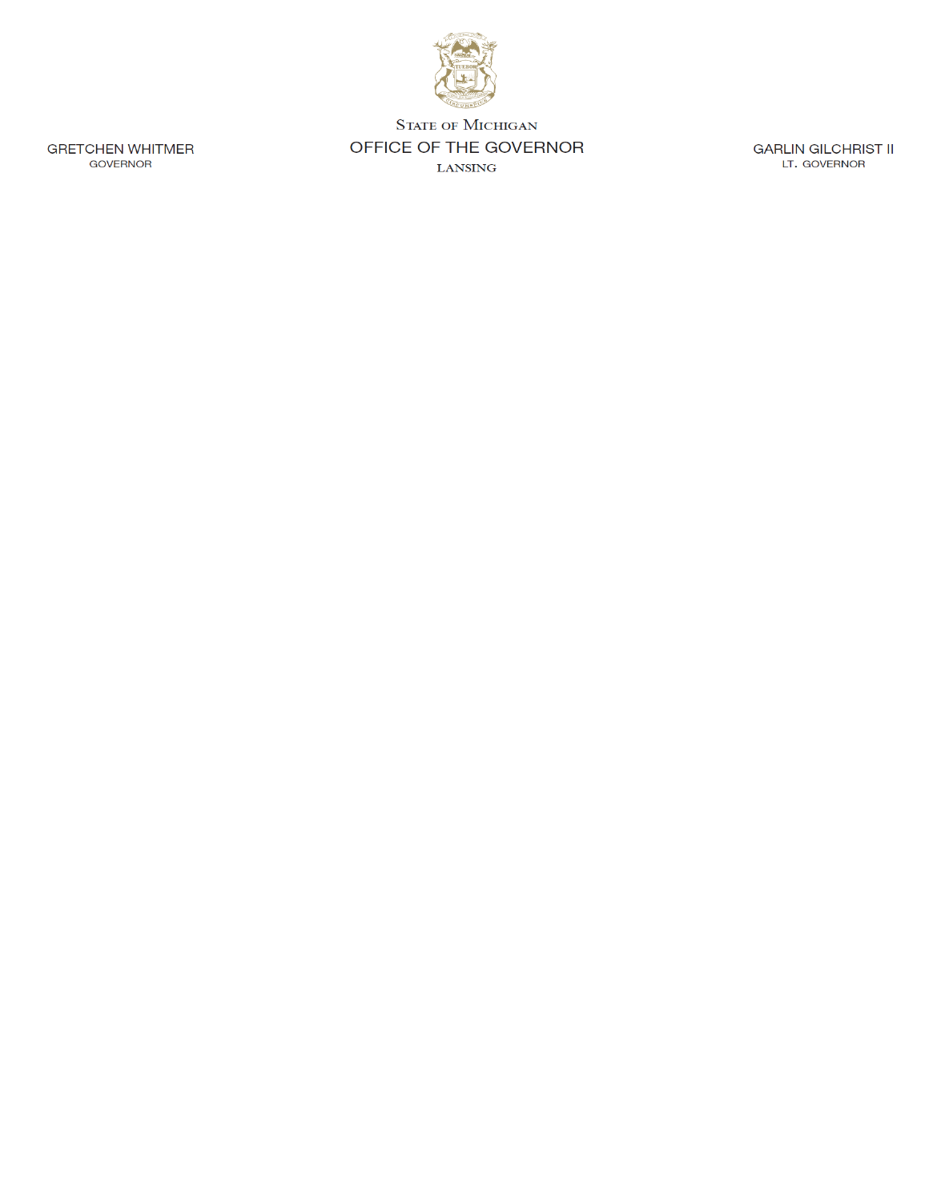STATE OF MICHIGAN

OFFICE OF THE GOVERNOR

LANSING

GRETCHEN WHITMER
GOVERNOR

GARLIN GILCHRIST II
LT. GOVERNOR